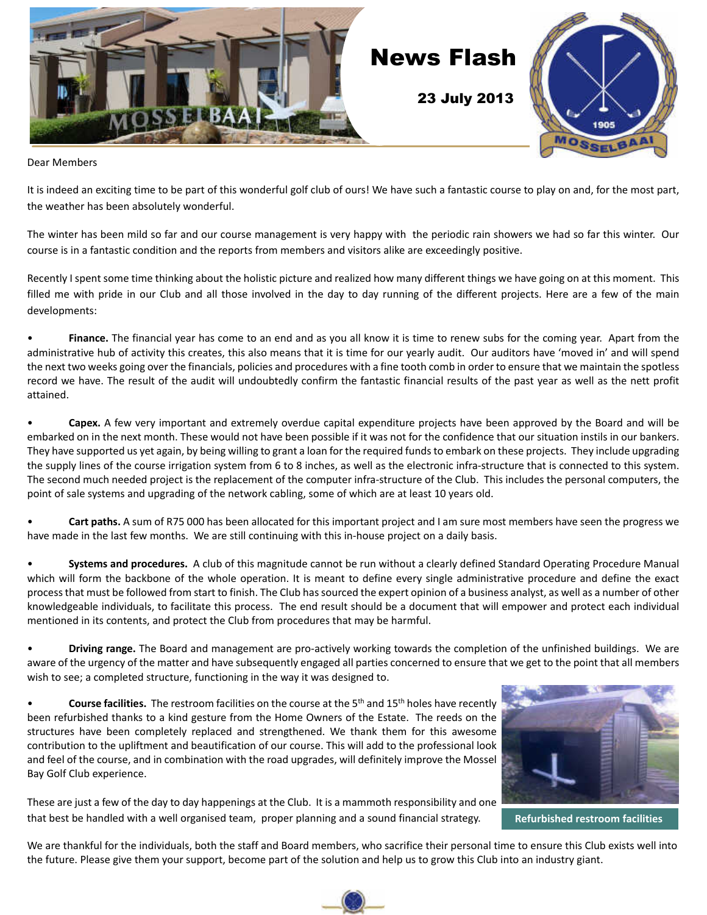# News Flash

**23 July 2013**

Dear Members

It is indeed an exciting time to be part of this wonderful golf club of ours! We have such a fantastic course to play on and, for the most part, the weather has been absolutely wonderful.

The winter has been mild so far and our course management is very happy with the periodic rain showers we had so far this winter. Our course is in a fantastic condition and the reports from members and visitors alike are exceedingly positive.

Recently I spent some time thinking about the holistic picture and realized how many different things we have going on at this moment. This filled me with pride in our Club and all those involved in the day to day running of the different projects. Here are a few of the main developments:

- **Finance.** The financial year has come to an end and as you all know it is time to renew subs for the coming year. Apart from the administrative hub of activity this creates, this also means that it is time for our yearly audit. Our auditors have 'moved in' and will spend the next two weeks going over the financials, policies and procedures with a fine tooth comb in order to ensure that we maintain the spotless record we have. The result of the audit will undoubtedly confirm the fantastic financial results of the past year as well as the nett profit attained.

- **Capex.** A few very important and extremely overdue capital expenditure projects have been approved by the Board and will be embarked on in the next month. These would not have been possible if it was not for the confidence that our situation instils in our bankers. They have supported us yet again, by being willing to grant a loan for the required funds to embark on these projects. They include upgrading the supply lines of the course irrigation system from 6 to 8 inches, as well as the electronic infra-structure that is connected to this system. The second much needed project is the replacement of the computer infra-structure of the Club. This includes the personal computers, the point of sale systems and upgrading of the network cabling, some of which are at least 10 years old.

- **Cart paths.** A sum of R75 000 has been allocated for this important project and I am sure most members have seen the progress we have made in the last few months. We are still continuing with this in-house project on a daily basis.

- **Systems and procedures.** A club of this magnitude cannot be run without a clearly defined Standard Operating Procedure Manual which will form the backbone of the whole operation. It is meant to define every single administrative procedure and define the exact process that must be followed from start to finish. The Club has sourced the expert opinion of a business analyst, as well as a number of other knowledgeable individuals, to facilitate this process. The end result should be a document that will empower and protect each individual mentioned in its contents, and protect the Club from procedures that may be harmful.

- **Driving range.** The Board and management are pro-actively working towards the completion of the unfinished buildings. We are aware of the urgency of the matter and have subsequently engaged all parties concerned to ensure that we get to the point that all members wish to see; a completed structure, functioning in the way it was designed to.

- **Course facilities.** The restroom facilities on the course at the 5th and 15th holes have recently been refurbished thanks to a kind gesture from the Home Owners of the Estate. The reeds on the structures have been completely replaced and strengthened. We thank them for this awesome contribution to the upliftment and beautification of our course. This will add to the professional look and feel of the course, and in combination with the road upgrades, will definitely improve the Mossel Bay Golf Club experience.

Refurbished restroom facilities

These are just a few of the day to day happenings at the Club. It is a mammoth responsibility and one that best be handled with a well organised team, proper planning and a sound financial strategy.

We are thankful for the individuals, both the staff and Board members, who sacrifice their personal time to ensure this Club exists well into the future. Please give them your support, become part of the solution and help us to grow this Club into an industry giant.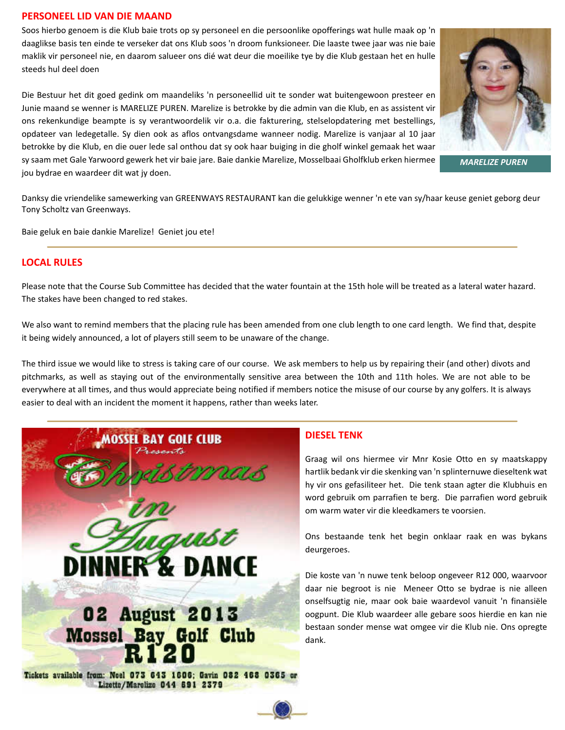## PERSONEEL LID VAN DIE MAAND

Soos hierbo genoem is die Klub baie trots op sy personeel en die persoonlike opofferings wat hulle maak op 'n daaglikse basis ten einde te verseker dat ons Klub soos 'n droom funksioneer. Die laaste twee jaar was nie baie maklik vir personeel nie, en daarom salueer ons dié wat deur die moeilike tye by die Klub gestaan het en hulle steeds hul deel doen

Die Bestuur het dit goed gedink om maandeliks 'n personeellid uit te sonder wat buitengewoon presteer en Junie maand se wenner is MARELIZE PUREN. Marelize is betrokke by die admin van die Klub, en as assistent vir ons rekenkundige beampte is sy verantwoordelik vir o.a. die fakturering, stelselopdatering met bestellings, opdateer van ledegetalle. Sy dien ook as aflos ontvangsdame wanneer nodig. Marelize is vanjaar al 10 jaar betrokke by die Klub, en die ouer lede sal onthou dat sy ook haar buiging in die gholf winkel gemaak het waar sy saam met Gale Yarwoord gewerk het vir baie jare. Baie dankie Marelize, Mosselbaai Gholfklub erken hiermee jou bydrae en waardeer dit wat jy doen.

*MARELIZE PUREN*

Danksy die vriendelike samewerking van GREENWAYS RESTAURANT kan die gelukkige wenner 'n ete van sy/haar keuse geniet geborg deur Tony Scholtz van Greenways.

Baie geluk en baie dankie Marelize! Geniet jou ete!

## LOCAL RULES

Please note that the Course Sub Committee has decided that the water fountain at the 15th hole will be treated as a lateral water hazard. The stakes have been changed to red stakes.

We also want to remind members that the placing rule has been amended from one club length to one card length. We find that, despite it being widely announced, a lot of players still seem to be unaware of the change.

The third issue we would like to stress is taking care of our course. We ask members to help us by repairing their (and other) divots and pitchmarks, as well as staying out of the environmentally sensitive area between the 10th and 11th holes. We are not able to be everywhere at all times, and thus would appreciate being notified if members notice the misuse of our course by any golfers. It is always easier to deal with an incident the moment it happens, rather than weeks later.

MOSSEL BAY GOLF CLUB

*Presents*

Christmas in August

DINNER & DANCE

02 August 2013

Mossel Bay Golf Club

R120

Tickets available from: Noel 073 643 1606; Gavin 082 468 0365 or Lizette/Marelize 044 691 2379

## DIESEL TENK

Graag wil ons hiermee vir Mnr Kosie Otto en sy maatskappy hartlik bedank vir die skenking van 'n splinternuwe dieseltenk wat hy vir ons gefasiliteer het. Die tenk staan agter die Klubhuis en word gebruik om parrafien te berg. Die parrafien word gebruik om warm water vir die kleedkamers te voorsien.

Ons bestaande tenk het begin onklaar raak en was bykans deurgeroes.

Die koste van 'n nuwe tenk beloop ongeveer R12 000, waarvoor daar nie begroot is nie Meneer Otto se bydrae is nie alleen onselfsugtig nie, maar ook baie waardevol vanuit 'n finansiële oogpunt. Die Klub waardeer alle gebare soos hierdie en kan nie bestaan sonder mense wat omgee vir die Klub nie. Ons opregte dank.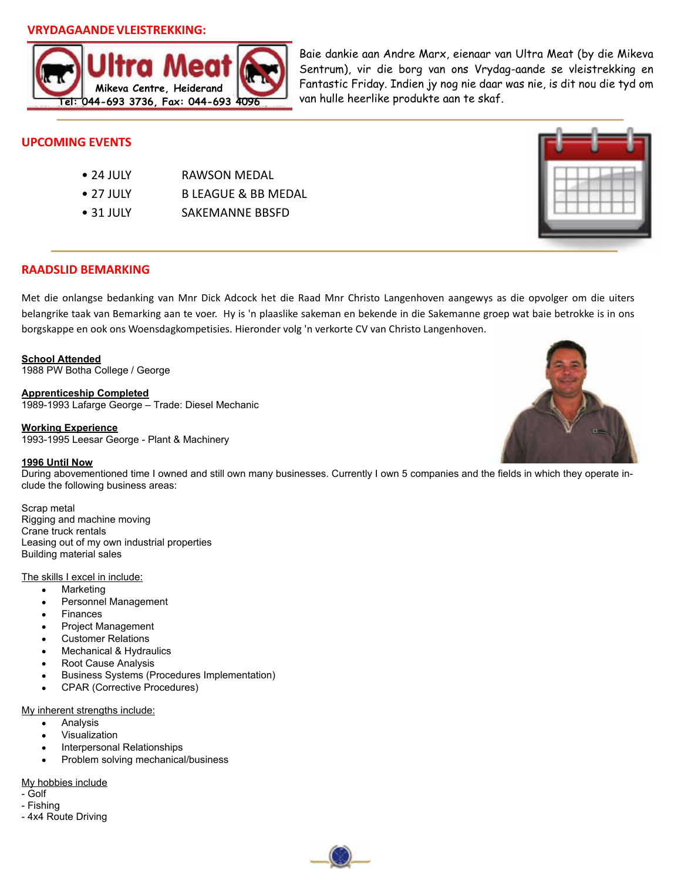## VRYDAGAANDE VLEISTREKKING:

Ultra Meat
Mikeva Centre, Heiderand
Tel: 044-693 3736, Fax: 044-693 4096

Baie dankie aan Andre Marx, eienaar van Ultra Meat (by die Mikeva Sentrum), vir die borg van ons Vrydag-aande se vleistrekking en Fantastic Friday. Indien jy nog nie daar was nie, is dit nou die tyd om van hulle heerlike produkte aan te skaf.

## UPCOMING EVENTS

- 24 JULY — RAWSON MEDAL
- 27 JULY — B LEAGUE & BB MEDAL
- 31 JULY — SAKEMANNE BBSFD

## RAADSLID BEMARKING

Met die onlangse bedanking van Mnr Dick Adcock het die Raad Mnr Christo Langenhoven aangewys as die opvolger om die uiters belangrike taak van Bemarking aan te voer. Hy is 'n plaaslike sakeman en bekende in die Sakemanne groep wat baie betrokke is in ons borgskappe en ook ons Woensdagkompetisies. Hieronder volg 'n verkorte CV van Christo Langenhoven.

**School Attended**
1988 PW Botha College / George

**Apprenticeship Completed**
1989-1993 Lafarge George – Trade: Diesel Mechanic

**Working Experience**
1993-1995 Leesar George - Plant & Machinery

**1996 Until Now**
During abovementioned time I owned and still own many businesses. Currently I own 5 companies and the fields in which they operate include the following business areas:

Scrap metal
Rigging and machine moving
Crane truck rentals
Leasing out of my own industrial properties
Building material sales

The skills I excel in include:

- Marketing
- Personnel Management
- Finances
- Project Management
- Customer Relations
- Mechanical & Hydraulics
- Root Cause Analysis
- Business Systems (Procedures Implementation)
- CPAR (Corrective Procedures)

My inherent strengths include:

- Analysis
- Visualization
- Interpersonal Relationships
- Problem solving mechanical/business

My hobbies include
- Golf
- Fishing
- 4x4 Route Driving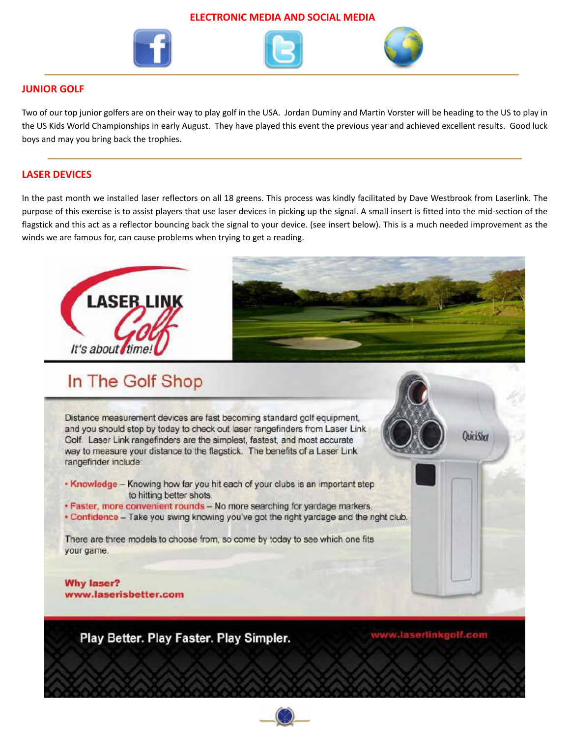## ELECTRONIC MEDIA AND SOCIAL MEDIA

## JUNIOR GOLF

Two of our top junior golfers are on their way to play golf in the USA. Jordan Duminy and Martin Vorster will be heading to the US to play in the US Kids World Championships in early August. They have played this event the previous year and achieved excellent results. Good luck boys and may you bring back the trophies.

## LASER DEVICES

In the past month we installed laser reflectors on all 18 greens. This process was kindly facilitated by Dave Westbrook from Laserlink. The purpose of this exercise is to assist players that use laser devices in picking up the signal. A small insert is fitted into the mid-section of the flagstick and this act as a reflector bouncing back the signal to your device. (see insert below). This is a much needed improvement as the winds we are famous for, can cause problems when trying to get a reading.

**LASER LINK Golf** — *It's about time!*

### In The Golf Shop

Distance measurement devices are fast becoming standard golf equipment, and you should stop by today to check out laser rangefinders from Laser Link Golf. Laser Link rangefinders are the simplest, fastest, and most accurate way to measure your distance to the flagstick. The benefits of a Laser Link rangefinder include:

- **Knowledge** – Knowing how far you hit each of your clubs is an important step to hitting better shots.
- **Faster, more convenient rounds** – No more searching for yardage markers.
- **Confidence** – Take you swing knowing you've got the right yardage and the right club.

There are three models to choose from, so come by today to see which one fits your game.

**Why laser?**
**www.laserisbetter.com**

QuickShot

**Play Better. Play Faster. Play Simpler.** www.laserlinkgolf.com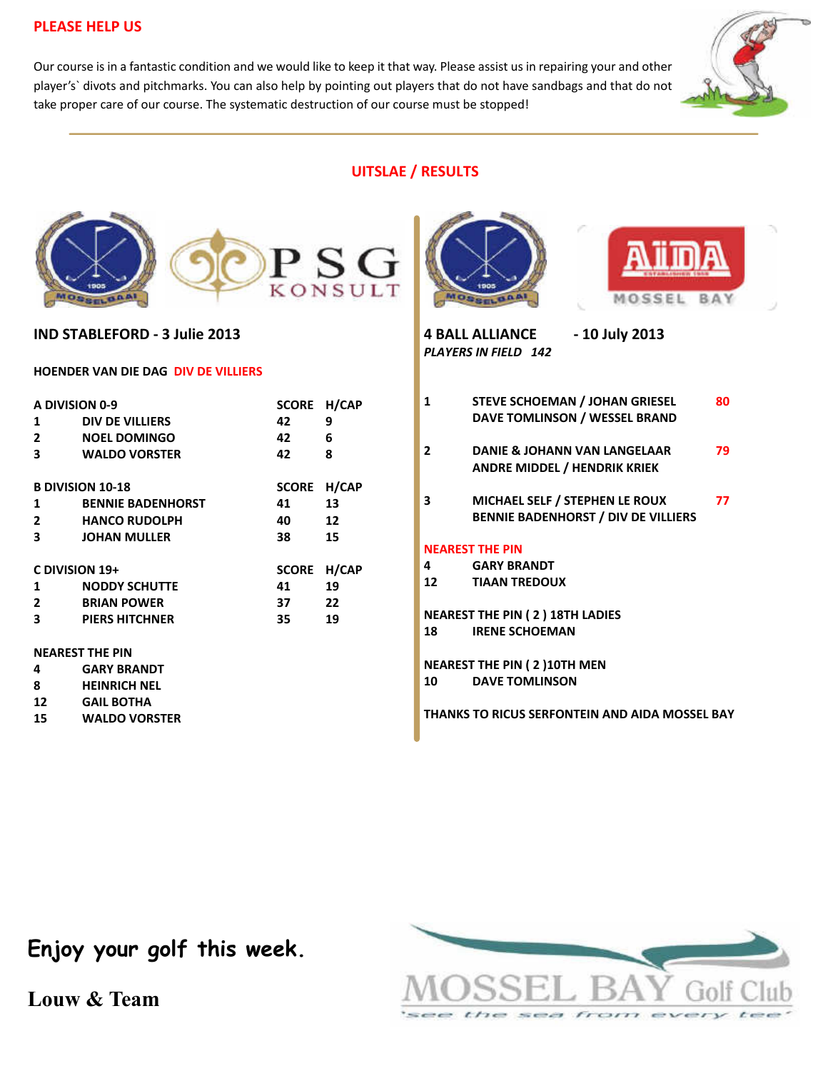## PLEASE HELP US

Our course is in a fantastic condition and we would like to keep it that way. Please assist us in repairing your and other player's` divots and pitchmarks. You can also help by pointing out players that do not have sandbags and that do not take proper care of our course. The systematic destruction of our course must be stopped!

## UITSLAE / RESULTS

### IND STABLEFORD - 3 Julie 2013

**HOENDER VAN DIE DAG** DIV DE VILLIERS

| A DIVISION 0-9 | | SCORE | H/CAP |
|---|---|---|---|
| 1 | DIV DE VILLIERS | 42 | 9 |
| 2 | NOEL DOMINGO | 42 | 6 |
| 3 | WALDO VORSTER | 42 | 8 |

| B DIVISION 10-18 | | SCORE | H/CAP |
|---|---|---|---|
| 1 | BENNIE BADENHORST | 41 | 13 |
| 2 | HANCO RUDOLPH | 40 | 12 |
| 3 | JOHAN MULLER | 38 | 15 |

| C DIVISION 19+ | | SCORE | H/CAP |
|---|---|---|---|
| 1 | NODDY SCHUTTE | 41 | 19 |
| 2 | BRIAN POWER | 37 | 22 |
| 3 | PIERS HITCHNER | 35 | 19 |

**NEAREST THE PIN**

| | |
|---|---|
| 4 | GARY BRANDT |
| 8 | HEINRICH NEL |
| 12 | GAIL BOTHA |
| 15 | WALDO VORSTER |

### 4 BALL ALLIANCE - 10 July 2013

*PLAYERS IN FIELD 142*

| | | |
|---|---|---|
| 1 | STEVE SCHOEMAN / JOHAN GRIESEL<br>DAVE TOMLINSON / WESSEL BRAND | 80 |
| 2 | DANIE & JOHANN VAN LANGELAAR<br>ANDRE MIDDEL / HENDRIK KRIEK | 79 |
| 3 | MICHAEL SELF / STEPHEN LE ROUX<br>BENNIE BADENHORST / DIV DE VILLIERS | 77 |

**NEAREST THE PIN**

| | |
|---|---|
| 4 | GARY BRANDT |
| 12 | TIAAN TREDOUX |

**NEAREST THE PIN ( 2 ) 18TH LADIES**

18 IRENE SCHOEMAN

**NEAREST THE PIN ( 2 )10TH MEN**

10 DAVE TOMLINSON

THANKS TO RICUS SERFONTEIN AND AIDA MOSSEL BAY

**Enjoy your golf this week.**

**Louw & Team**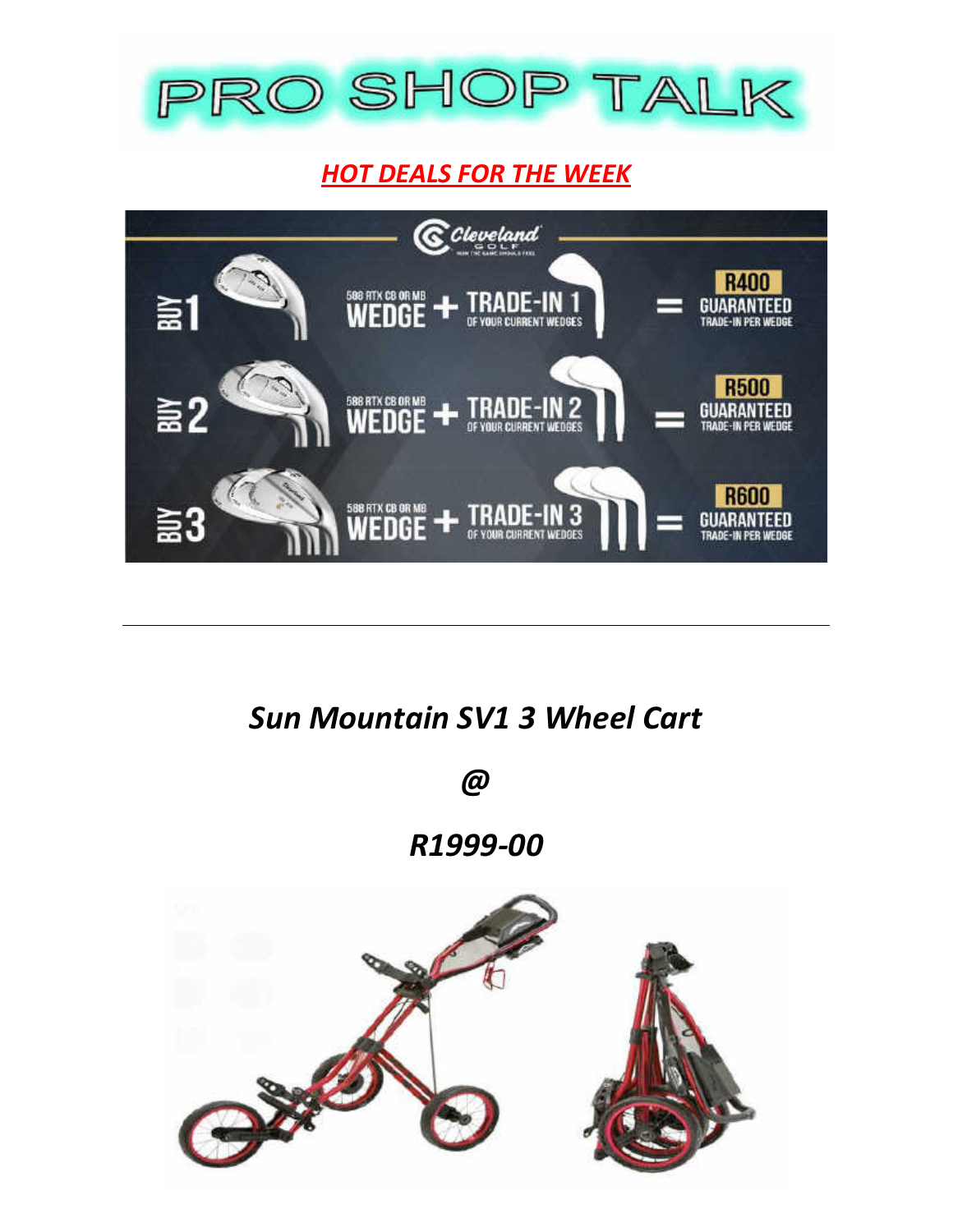# PRO SHOP TALK

## ***HOT DEALS FOR THE WEEK***

Cleveland GOLF

BUY 1 — 588 RTX CB OR MB WEDGE + TRADE-IN 1 OF YOUR CURRENT WEDGES = R400 GUARANTEED TRADE-IN PER WEDGE

BUY 2 — 588 RTX CB OR MB WEDGE + TRADE-IN 2 OF YOUR CURRENT WEDGES = R500 GUARANTEED TRADE-IN PER WEDGE

BUY 3 — 588 RTX CB OR MB WEDGE + TRADE-IN 3 OF YOUR CURRENT WEDGES = R600 GUARANTEED TRADE-IN PER WEDGE

---

## ***Sun Mountain SV1 3 Wheel Cart***

## ***@***

## ***R1999-00***